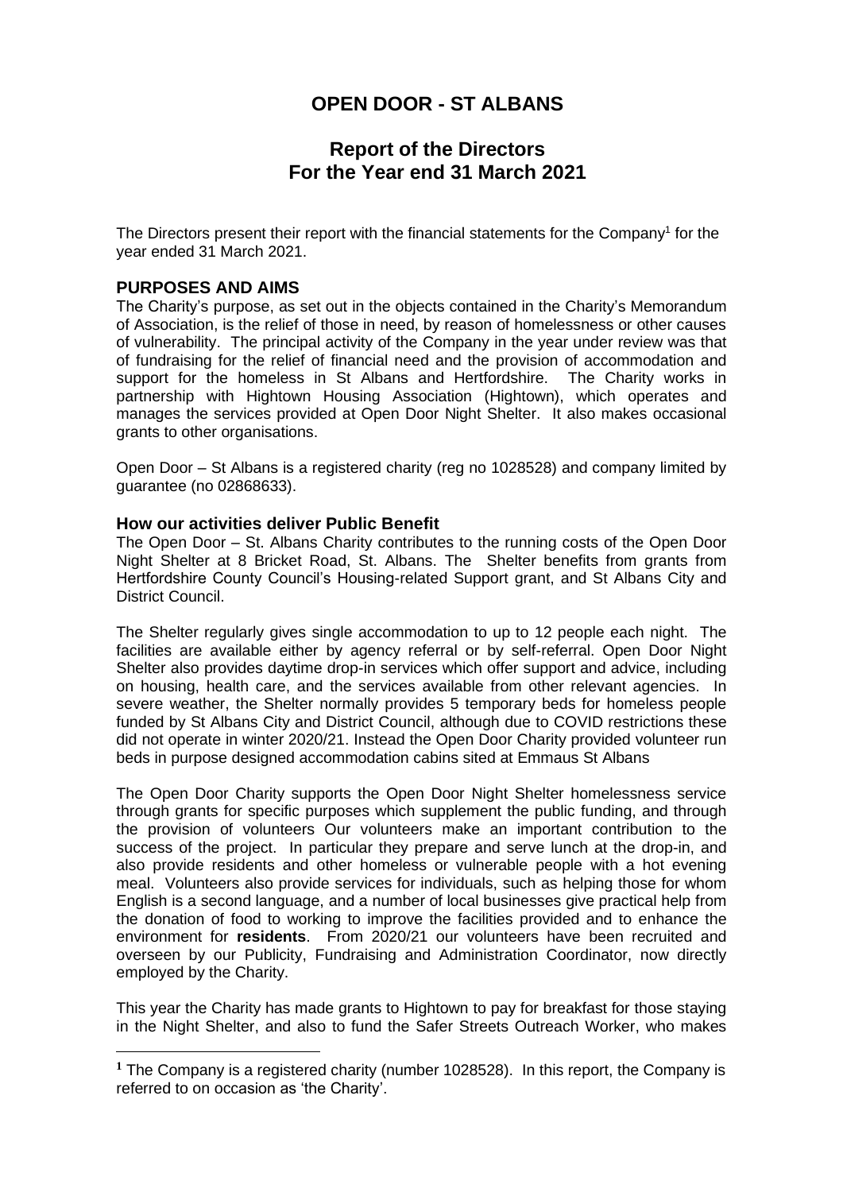# OPEN DOOR - ST ALBANS

## Report of the Directors
## For the Year end 31 March 2021

The Directors present their report with the financial statements for the Company[1] for the year ended 31 March 2021.

### PURPOSES AND AIMS

The Charity's purpose, as set out in the objects contained in the Charity's Memorandum of Association, is the relief of those in need, by reason of homelessness or other causes of vulnerability. The principal activity of the Company in the year under review was that of fundraising for the relief of financial need and the provision of accommodation and support for the homeless in St Albans and Hertfordshire. The Charity works in partnership with Hightown Housing Association (Hightown), which operates and manages the services provided at Open Door Night Shelter. It also makes occasional grants to other organisations.

Open Door – St Albans is a registered charity (reg no 1028528) and company limited by guarantee (no 02868633).

### How our activities deliver Public Benefit

The Open Door – St. Albans Charity contributes to the running costs of the Open Door Night Shelter at 8 Bricket Road, St. Albans. The Shelter benefits from grants from Hertfordshire County Council's Housing-related Support grant, and St Albans City and District Council.

The Shelter regularly gives single accommodation to up to 12 people each night. The facilities are available either by agency referral or by self-referral. Open Door Night Shelter also provides daytime drop-in services which offer support and advice, including on housing, health care, and the services available from other relevant agencies. In severe weather, the Shelter normally provides 5 temporary beds for homeless people funded by St Albans City and District Council, although due to COVID restrictions these did not operate in winter 2020/21. Instead the Open Door Charity provided volunteer run beds in purpose designed accommodation cabins sited at Emmaus St Albans

The Open Door Charity supports the Open Door Night Shelter homelessness service through grants for specific purposes which supplement the public funding, and through the provision of volunteers Our volunteers make an important contribution to the success of the project. In particular they prepare and serve lunch at the drop-in, and also provide residents and other homeless or vulnerable people with a hot evening meal. Volunteers also provide services for individuals, such as helping those for whom English is a second language, and a number of local businesses give practical help from the donation of food to working to improve the facilities provided and to enhance the environment for **residents**. From 2020/21 our volunteers have been recruited and overseen by our Publicity, Fundraising and Administration Coordinator, now directly employed by the Charity.

This year the Charity has made grants to Hightown to pay for breakfast for those staying in the Night Shelter, and also to fund the Safer Streets Outreach Worker, who makes

---

[1] The Company is a registered charity (number 1028528). In this report, the Company is referred to on occasion as 'the Charity'.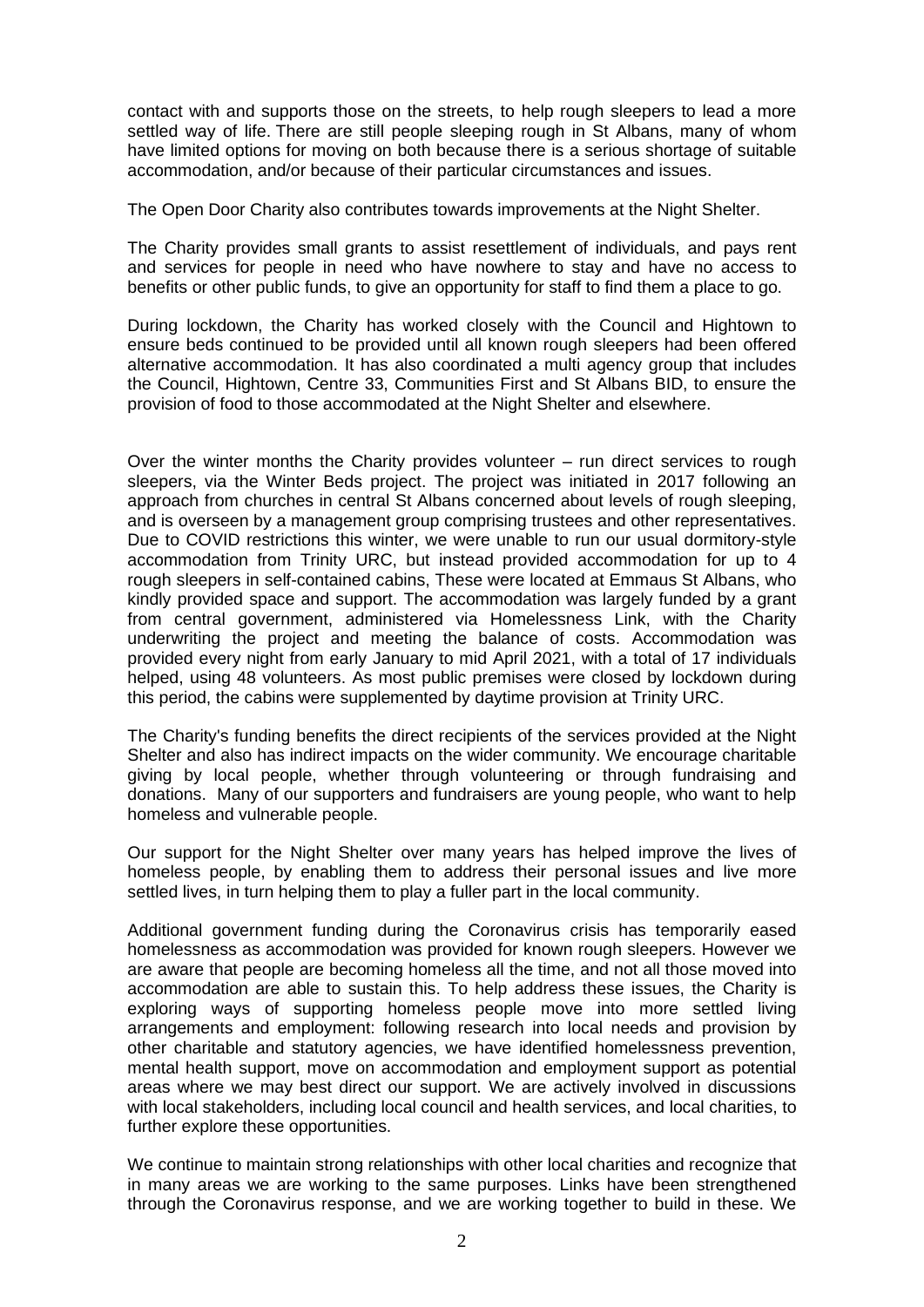contact with and supports those on the streets, to help rough sleepers to lead a more settled way of life. There are still people sleeping rough in St Albans, many of whom have limited options for moving on both because there is a serious shortage of suitable accommodation, and/or because of their particular circumstances and issues.

The Open Door Charity also contributes towards improvements at the Night Shelter.

The Charity provides small grants to assist resettlement of individuals, and pays rent and services for people in need who have nowhere to stay and have no access to benefits or other public funds, to give an opportunity for staff to find them a place to go.

During lockdown, the Charity has worked closely with the Council and Hightown to ensure beds continued to be provided until all known rough sleepers had been offered alternative accommodation. It has also coordinated a multi agency group that includes the Council, Hightown, Centre 33, Communities First and St Albans BID, to ensure the provision of food to those accommodated at the Night Shelter and elsewhere.

Over the winter months the Charity provides volunteer – run direct services to rough sleepers, via the Winter Beds project. The project was initiated in 2017 following an approach from churches in central St Albans concerned about levels of rough sleeping, and is overseen by a management group comprising trustees and other representatives. Due to COVID restrictions this winter, we were unable to run our usual dormitory-style accommodation from Trinity URC, but instead provided accommodation for up to 4 rough sleepers in self-contained cabins, These were located at Emmaus St Albans, who kindly provided space and support. The accommodation was largely funded by a grant from central government, administered via Homelessness Link, with the Charity underwriting the project and meeting the balance of costs. Accommodation was provided every night from early January to mid April 2021, with a total of 17 individuals helped, using 48 volunteers. As most public premises were closed by lockdown during this period, the cabins were supplemented by daytime provision at Trinity URC.

The Charity's funding benefits the direct recipients of the services provided at the Night Shelter and also has indirect impacts on the wider community. We encourage charitable giving by local people, whether through volunteering or through fundraising and donations. Many of our supporters and fundraisers are young people, who want to help homeless and vulnerable people.

Our support for the Night Shelter over many years has helped improve the lives of homeless people, by enabling them to address their personal issues and live more settled lives, in turn helping them to play a fuller part in the local community.

Additional government funding during the Coronavirus crisis has temporarily eased homelessness as accommodation was provided for known rough sleepers. However we are aware that people are becoming homeless all the time, and not all those moved into accommodation are able to sustain this. To help address these issues, the Charity is exploring ways of supporting homeless people move into more settled living arrangements and employment: following research into local needs and provision by other charitable and statutory agencies, we have identified homelessness prevention, mental health support, move on accommodation and employment support as potential areas where we may best direct our support. We are actively involved in discussions with local stakeholders, including local council and health services, and local charities, to further explore these opportunities.

We continue to maintain strong relationships with other local charities and recognize that in many areas we are working to the same purposes. Links have been strengthened through the Coronavirus response, and we are working together to build in these. We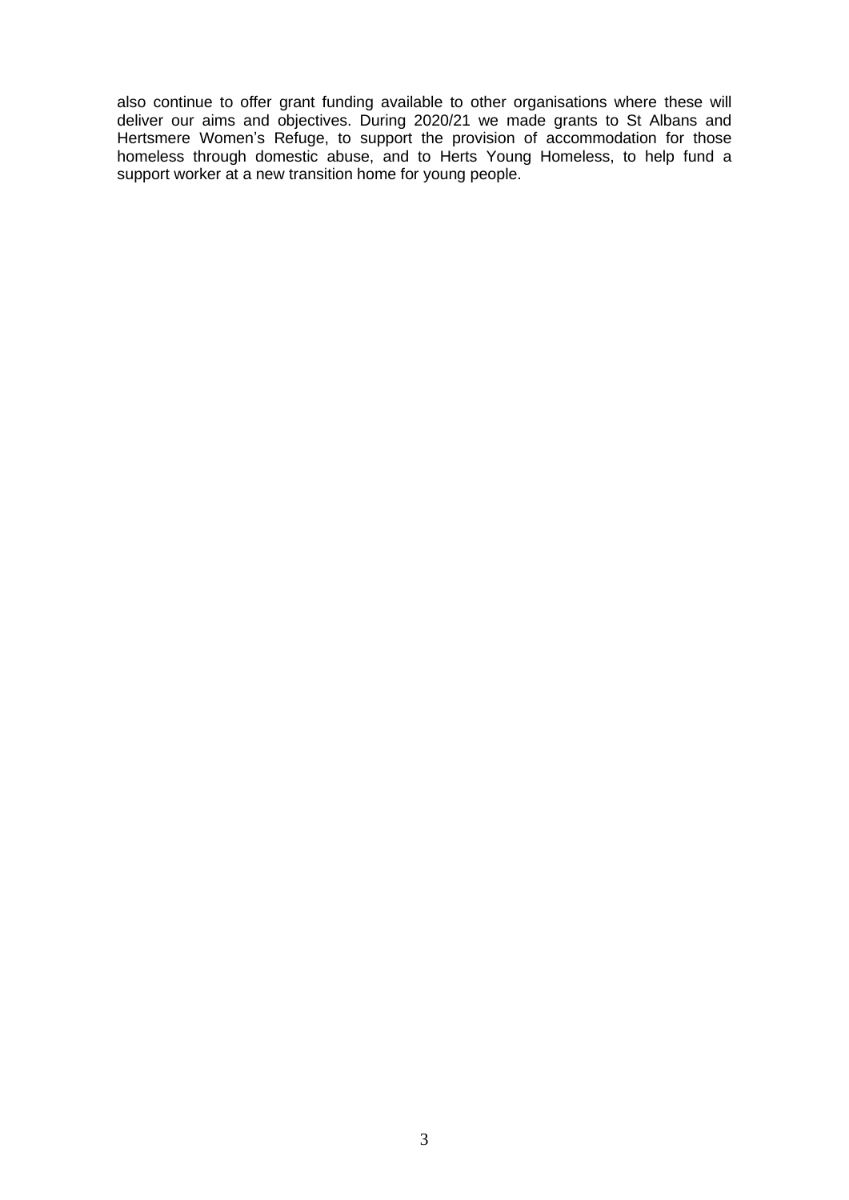also continue to offer grant funding available to other organisations where these will deliver our aims and objectives. During 2020/21 we made grants to St Albans and Hertsmere Women's Refuge, to support the provision of accommodation for those homeless through domestic abuse, and to Herts Young Homeless, to help fund a support worker at a new transition home for young people.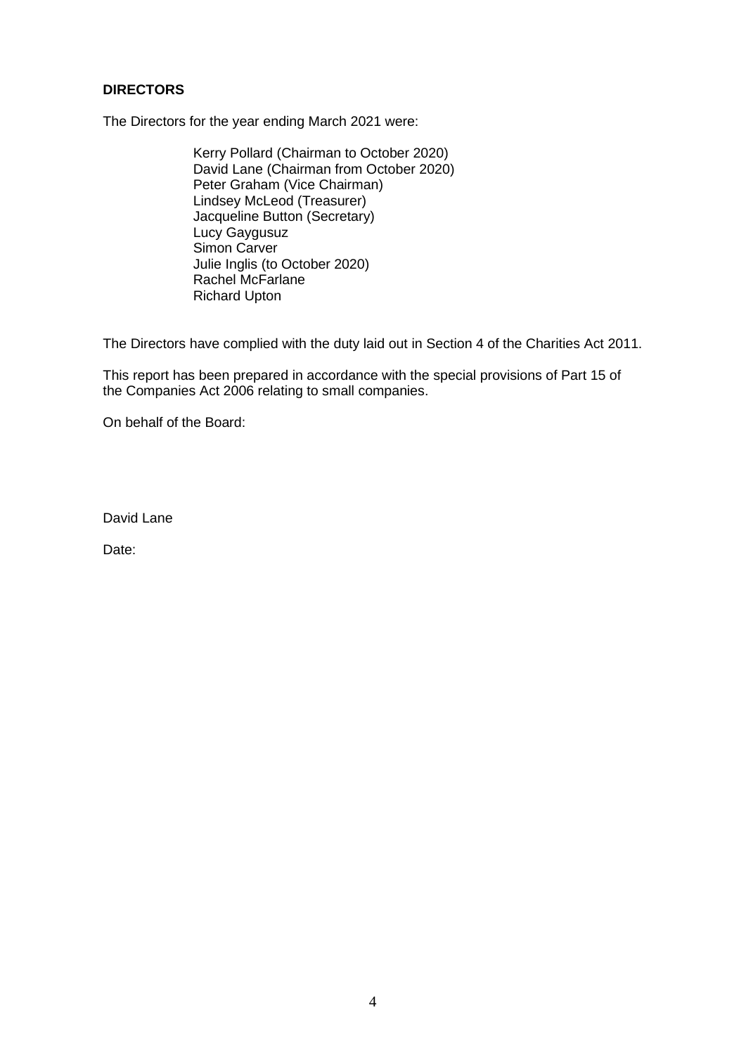**DIRECTORS**

The Directors for the year ending March 2021 were:

Kerry Pollard (Chairman to October 2020)
David Lane (Chairman from October 2020)
Peter Graham (Vice Chairman)
Lindsey McLeod (Treasurer)
Jacqueline Button (Secretary)
Lucy Gaygusuz
Simon Carver
Julie Inglis (to October 2020)
Rachel McFarlane
Richard Upton

The Directors have complied with the duty laid out in Section 4 of the Charities Act 2011.

This report has been prepared in accordance with the special provisions of Part 15 of the Companies Act 2006 relating to small companies.

On behalf of the Board:

David Lane

Date: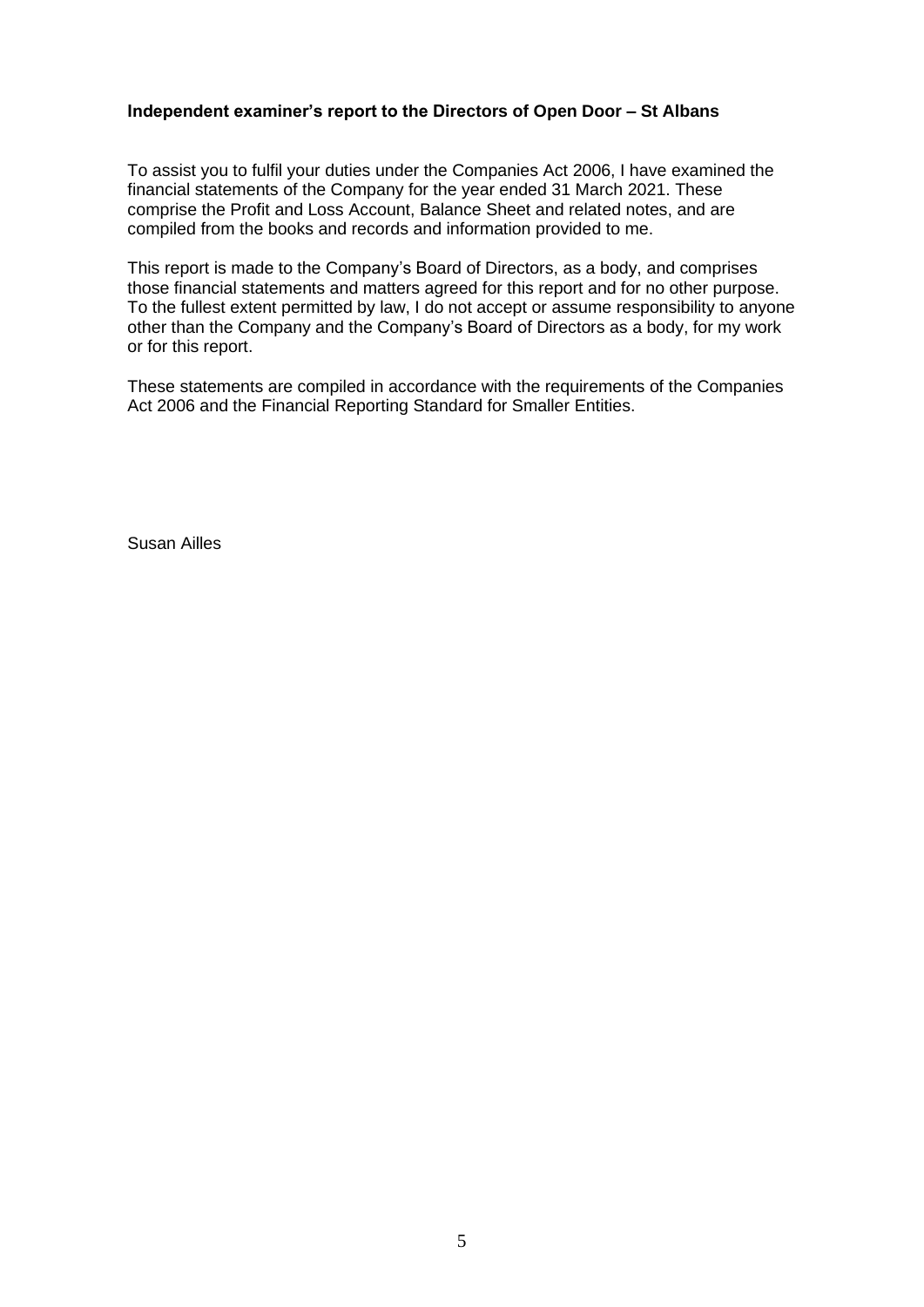**Independent examiner's report to the Directors of Open Door – St Albans**

To assist you to fulfil your duties under the Companies Act 2006, I have examined the financial statements of the Company for the year ended 31 March 2021. These comprise the Profit and Loss Account, Balance Sheet and related notes, and are compiled from the books and records and information provided to me.

This report is made to the Company's Board of Directors, as a body, and comprises those financial statements and matters agreed for this report and for no other purpose. To the fullest extent permitted by law, I do not accept or assume responsibility to anyone other than the Company and the Company's Board of Directors as a body, for my work or for this report.

These statements are compiled in accordance with the requirements of the Companies Act 2006 and the Financial Reporting Standard for Smaller Entities.

Susan Ailles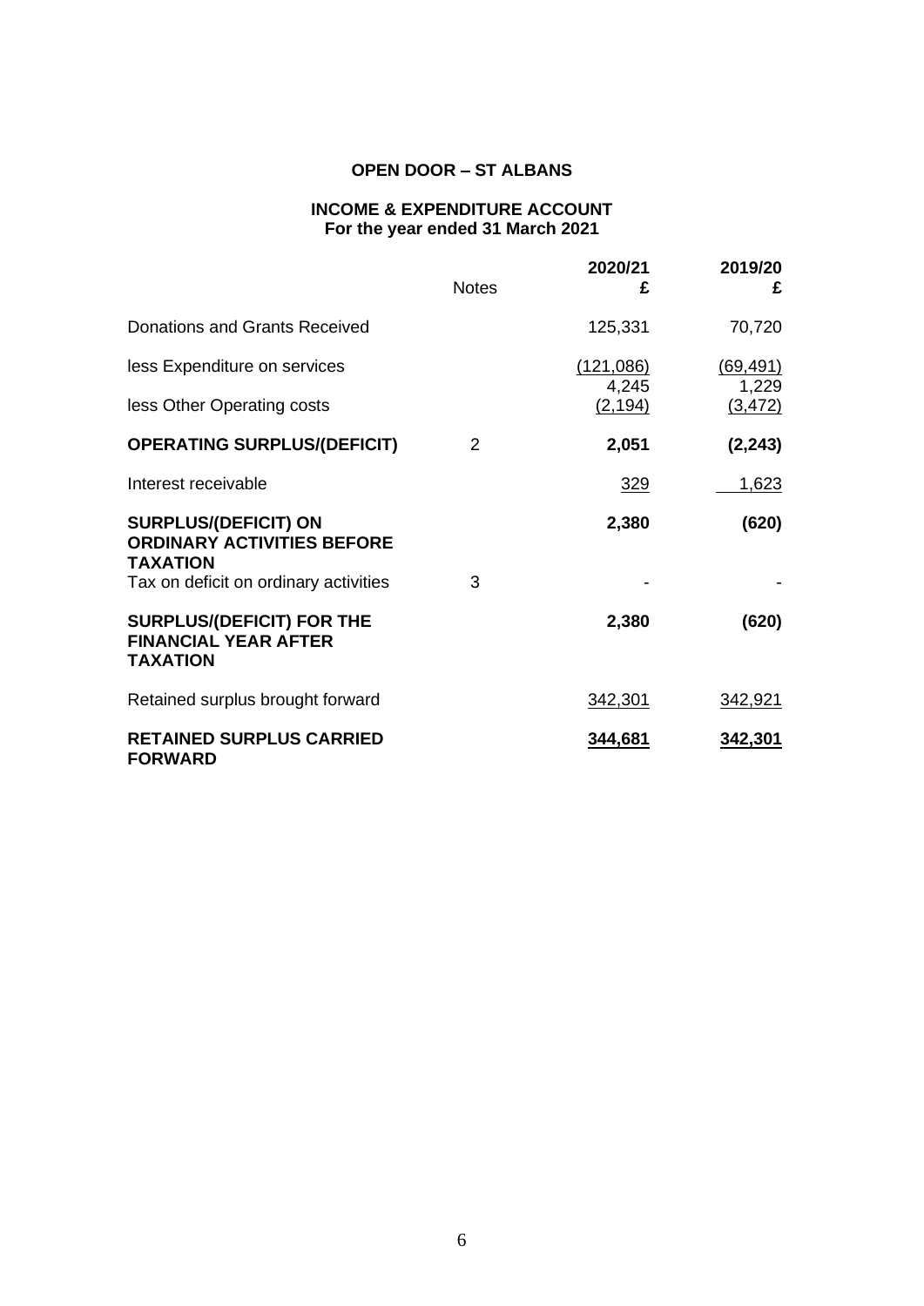**OPEN DOOR – ST ALBANS**

**INCOME & EXPENDITURE ACCOUNT**
**For the year ended 31 March 2021**

| | Notes | 2020/21 £ | 2019/20 £ |
|---|---|---|---|
| Donations and Grants Received | | 125,331 | 70,720 |
| less Expenditure on services | | (121,086) | (69,491) |
| | | 4,245 | 1,229 |
| less Other Operating costs | | (2,194) | (3,472) |
| **OPERATING SURPLUS/(DEFICIT)** | 2 | **2,051** | **(2,243)** |
| Interest receivable | | 329 | 1,623 |
| **SURPLUS/(DEFICIT) ON ORDINARY ACTIVITIES BEFORE TAXATION** | | **2,380** | **(620)** |
| Tax on deficit on ordinary activities | 3 | - | - |
| **SURPLUS/(DEFICIT) FOR THE FINANCIAL YEAR AFTER TAXATION** | | **2,380** | **(620)** |
| Retained surplus brought forward | | 342,301 | 342,921 |
| **RETAINED SURPLUS CARRIED FORWARD** | | **344,681** | **342,301** |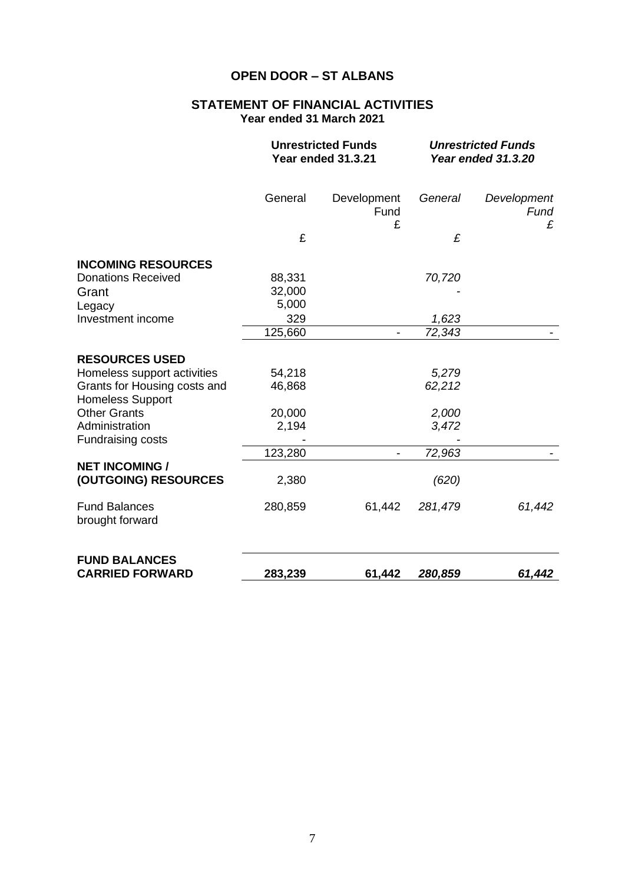# OPEN DOOR – ST ALBANS

## STATEMENT OF FINANCIAL ACTIVITIES

**Year ended 31 March 2021**

| | **Unrestricted Funds Year ended 31.3.21** | | ***Unrestricted Funds Year ended 31.3.20*** | |
|---|---|---|---|---|
| | General | Development Fund | *General* | *Development Fund* |
| | £ | £ | *£* | *£* |
| **INCOMING RESOURCES** | | | | |
| Donations Received | 88,331 | | *70,720* | |
| Grant | 32,000 | | *-* | |
| Legacy | 5,000 | | | |
| Investment income | 329 | | *1,623* | |
| | 125,660 | - | *72,343* | - |
| **RESOURCES USED** | | | | |
| Homeless support activities | 54,218 | | *5,279* | |
| Grants for Housing costs and Homeless Support | 46,868 | | *62,212* | |
| Other Grants | 20,000 | | *2,000* | |
| Administration | 2,194 | | *3,472* | |
| Fundraising costs | - | | *-* | |
| | 123,280 | - | *72,963* | - |
| **NET INCOMING / (OUTGOING) RESOURCES** | 2,380 | | *(620)* | |
| Fund Balances brought forward | 280,859 | 61,442 | *281,479* | *61,442* |
| **FUND BALANCES CARRIED FORWARD** | **283,239** | **61,442** | ***280,859*** | ***61,442*** |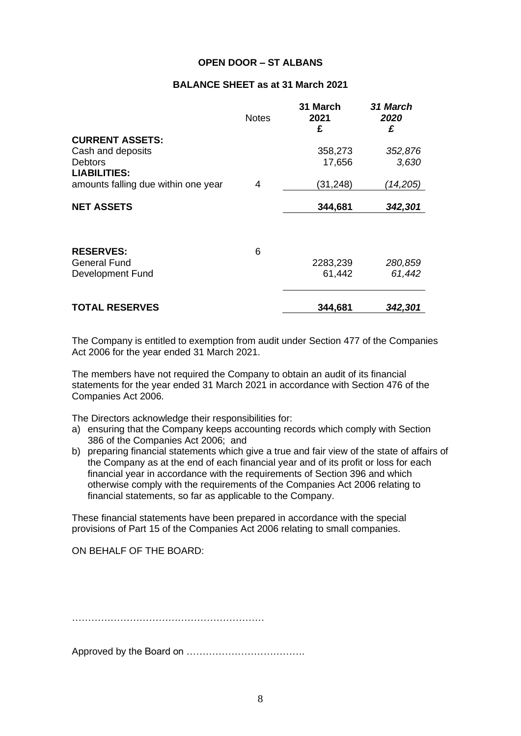**OPEN DOOR – ST ALBANS**

**BALANCE SHEET as at 31 March 2021**

| | Notes | **31 March 2021 £** | ***31 March 2020 £*** |
|---|---|---|---|
| **CURRENT ASSETS:** | | | |
| Cash and deposits | | 358,273 | *352,876* |
| Debtors | | 17,656 | *3,630* |
| **LIABILITIES:** | | | |
| amounts falling due within one year | 4 | (31,248) | *(14,205)* |
| **NET ASSETS** | | **344,681** | ***342,301*** |
| | | | |
| **RESERVES:** | 6 | | |
| General Fund | | 2283,239 | *280,859* |
| Development Fund | | 61,442 | *61,442* |
| **TOTAL RESERVES** | | **344,681** | ***342,301*** |

The Company is entitled to exemption from audit under Section 477 of the Companies Act 2006 for the year ended 31 March 2021.

The members have not required the Company to obtain an audit of its financial statements for the year ended 31 March 2021 in accordance with Section 476 of the Companies Act 2006.

The Directors acknowledge their responsibilities for:

a) ensuring that the Company keeps accounting records which comply with Section 386 of the Companies Act 2006; and
b) preparing financial statements which give a true and fair view of the state of affairs of the Company as at the end of each financial year and of its profit or loss for each financial year in accordance with the requirements of Section 396 and which otherwise comply with the requirements of the Companies Act 2006 relating to financial statements, so far as applicable to the Company.

These financial statements have been prepared in accordance with the special provisions of Part 15 of the Companies Act 2006 relating to small companies.

ON BEHALF OF THE BOARD:

……………………………………………………

Approved by the Board on ……………………………….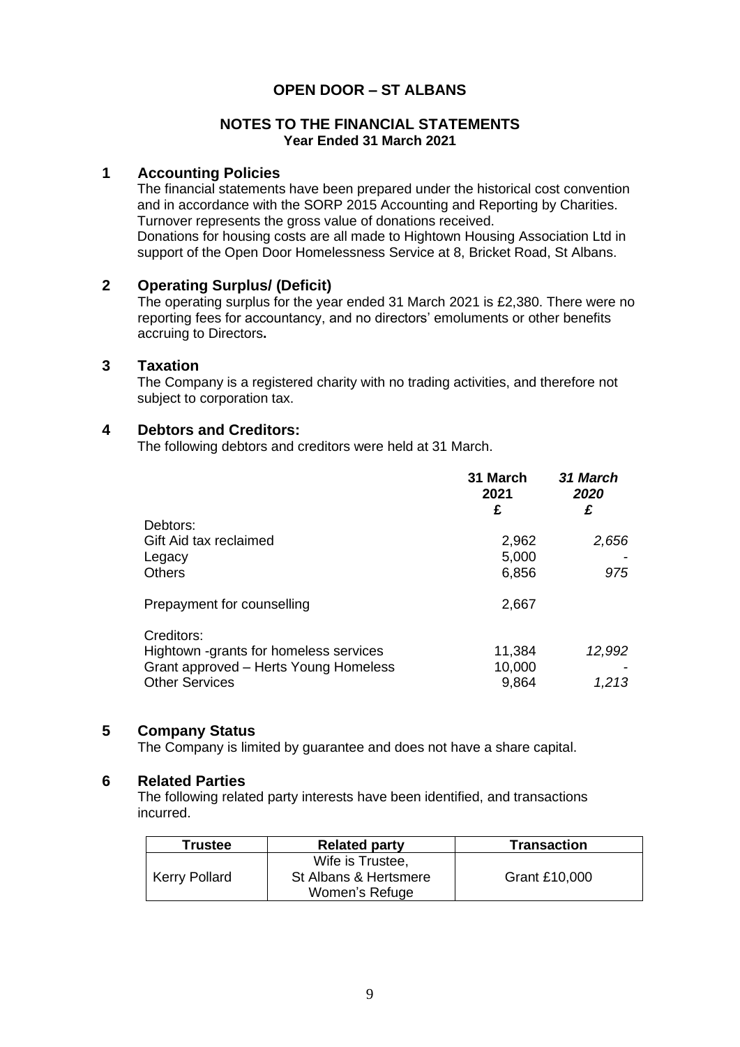# OPEN DOOR – ST ALBANS

## NOTES TO THE FINANCIAL STATEMENTS

**Year Ended 31 March 2021**

## 1 Accounting Policies

The financial statements have been prepared under the historical cost convention and in accordance with the SORP 2015 Accounting and Reporting by Charities. Turnover represents the gross value of donations received.
Donations for housing costs are all made to Hightown Housing Association Ltd in support of the Open Door Homelessness Service at 8, Bricket Road, St Albans.

## 2 Operating Surplus/ (Deficit)

The operating surplus for the year ended 31 March 2021 is £2,380. There were no reporting fees for accountancy, and no directors' emoluments or other benefits accruing to Directors**.**

## 3 Taxation

The Company is a registered charity with no trading activities, and therefore not subject to corporation tax.

## 4 Debtors and Creditors:

The following debtors and creditors were held at 31 March.

| | **31 March 2021 £** | ***31 March 2020 £*** |
|---|---|---|
| Debtors: | | |
| Gift Aid tax reclaimed | 2,962 | *2,656* |
| Legacy | 5,000 | - |
| Others | 6,856 | *975* |
| Prepayment for counselling | 2,667 | |
| Creditors: | | |
| Hightown -grants for homeless services | 11,384 | *12,992* |
| Grant approved – Herts Young Homeless | 10,000 | - |
| Other Services | 9,864 | *1,213* |

## 5 Company Status

The Company is limited by guarantee and does not have a share capital.

## 6 Related Parties

The following related party interests have been identified, and transactions incurred.

| Trustee | Related party | Transaction |
|---|---|---|
| Kerry Pollard | Wife is Trustee, St Albans & Hertsmere Women's Refuge | Grant £10,000 |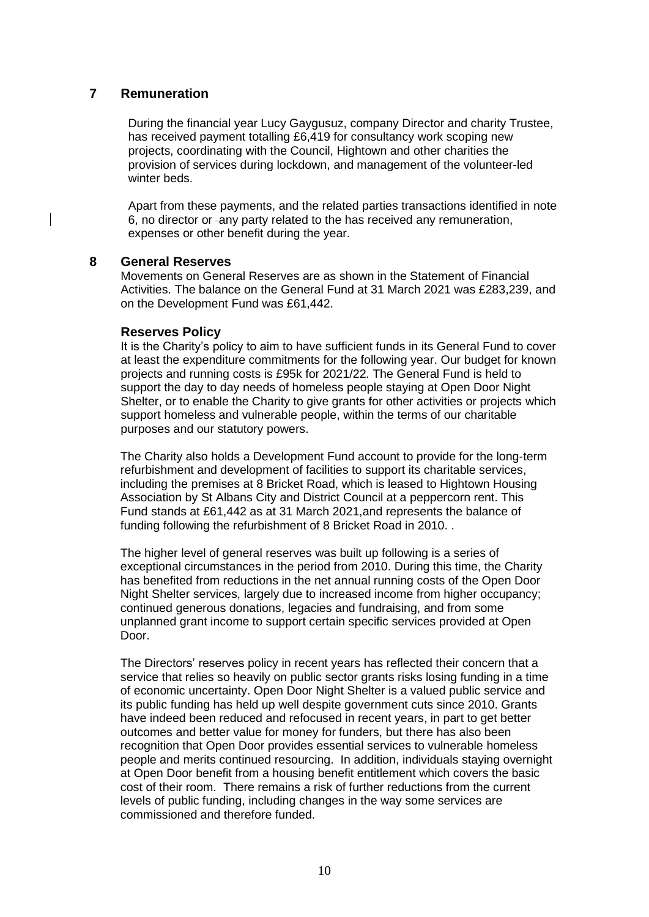## 7 Remuneration

During the financial year Lucy Gaygusuz, company Director and charity Trustee, has received payment totalling £6,419 for consultancy work scoping new projects, coordinating with the Council, Hightown and other charities the provision of services during lockdown, and management of the volunteer-led winter beds.

Apart from these payments, and the related parties transactions identified in note 6, no director or any party related to the has received any remuneration, expenses or other benefit during the year.

## 8 General Reserves

Movements on General Reserves are as shown in the Statement of Financial Activities. The balance on the General Fund at 31 March 2021 was £283,239, and on the Development Fund was £61,442.

### Reserves Policy

It is the Charity's policy to aim to have sufficient funds in its General Fund to cover at least the expenditure commitments for the following year. Our budget for known projects and running costs is £95k for 2021/22. The General Fund is held to support the day to day needs of homeless people staying at Open Door Night Shelter, or to enable the Charity to give grants for other activities or projects which support homeless and vulnerable people, within the terms of our charitable purposes and our statutory powers.

The Charity also holds a Development Fund account to provide for the long-term refurbishment and development of facilities to support its charitable services, including the premises at 8 Bricket Road, which is leased to Hightown Housing Association by St Albans City and District Council at a peppercorn rent. This Fund stands at £61,442 as at 31 March 2021,and represents the balance of funding following the refurbishment of 8 Bricket Road in 2010. .

The higher level of general reserves was built up following is a series of exceptional circumstances in the period from 2010. During this time, the Charity has benefited from reductions in the net annual running costs of the Open Door Night Shelter services, largely due to increased income from higher occupancy; continued generous donations, legacies and fundraising, and from some unplanned grant income to support certain specific services provided at Open Door.

The Directors' reserves policy in recent years has reflected their concern that a service that relies so heavily on public sector grants risks losing funding in a time of economic uncertainty. Open Door Night Shelter is a valued public service and its public funding has held up well despite government cuts since 2010. Grants have indeed been reduced and refocused in recent years, in part to get better outcomes and better value for money for funders, but there has also been recognition that Open Door provides essential services to vulnerable homeless people and merits continued resourcing. In addition, individuals staying overnight at Open Door benefit from a housing benefit entitlement which covers the basic cost of their room. There remains a risk of further reductions from the current levels of public funding, including changes in the way some services are commissioned and therefore funded.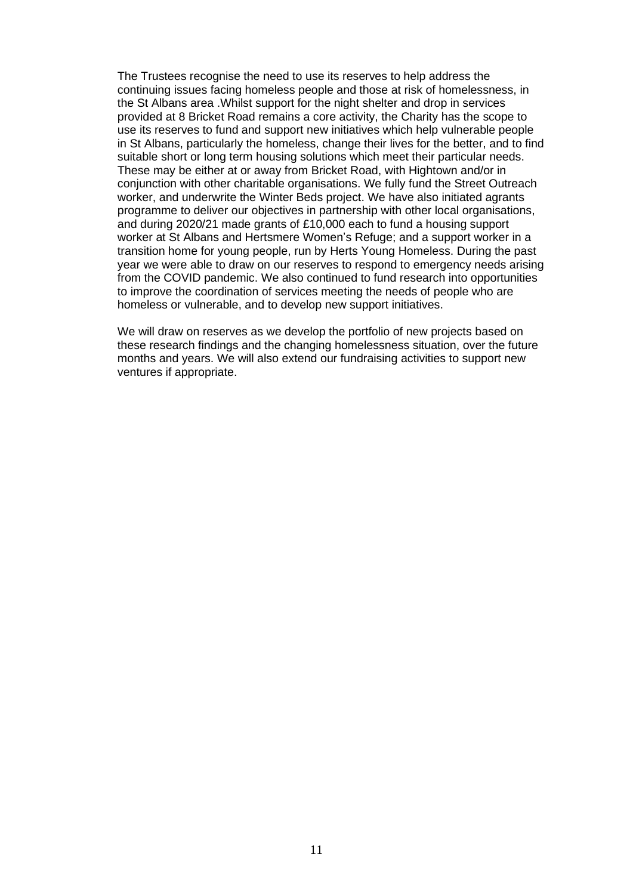The Trustees recognise the need to use its reserves to help address the continuing issues facing homeless people and those at risk of homelessness, in the St Albans area .Whilst support for the night shelter and drop in services provided at 8 Bricket Road remains a core activity, the Charity has the scope to use its reserves to fund and support new initiatives which help vulnerable people in St Albans, particularly the homeless, change their lives for the better, and to find suitable short or long term housing solutions which meet their particular needs. These may be either at or away from Bricket Road, with Hightown and/or in conjunction with other charitable organisations. We fully fund the Street Outreach worker, and underwrite the Winter Beds project. We have also initiated agrants programme to deliver our objectives in partnership with other local organisations, and during 2020/21 made grants of £10,000 each to fund a housing support worker at St Albans and Hertsmere Women's Refuge; and a support worker in a transition home for young people, run by Herts Young Homeless. During the past year we were able to draw on our reserves to respond to emergency needs arising from the COVID pandemic. We also continued to fund research into opportunities to improve the coordination of services meeting the needs of people who are homeless or vulnerable, and to develop new support initiatives.

We will draw on reserves as we develop the portfolio of new projects based on these research findings and the changing homelessness situation, over the future months and years. We will also extend our fundraising activities to support new ventures if appropriate.